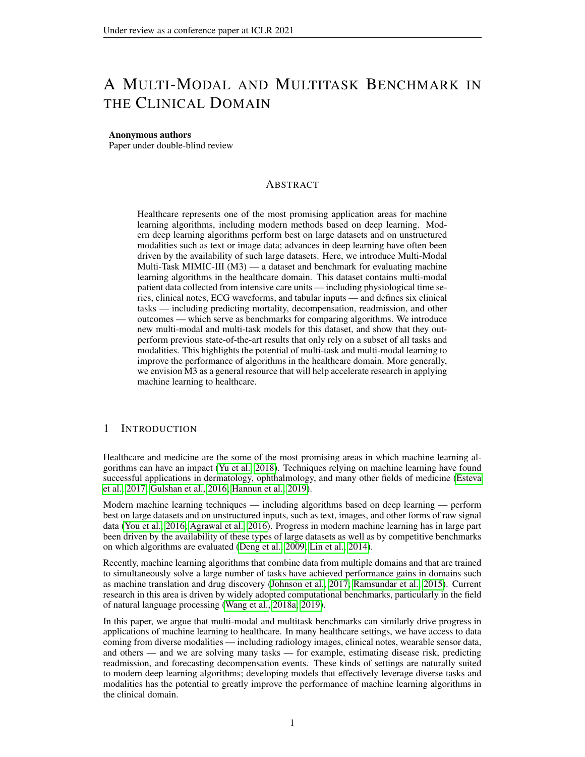# A Multi-Modal and Multitask Benchmark in the Clinical Domain

**Anonymous authors**
Paper under double-blind review

## Abstract

Healthcare represents one of the most promising application areas for machine learning algorithms, including modern methods based on deep learning. Modern deep learning algorithms perform best on large datasets and on unstructured modalities such as text or image data; advances in deep learning have often been driven by the availability of such large datasets. Here, we introduce Multi-Modal Multi-Task MIMIC-III (M3) — a dataset and benchmark for evaluating machine learning algorithms in the healthcare domain. This dataset contains multi-modal patient data collected from intensive care units — including physiological time series, clinical notes, ECG waveforms, and tabular inputs — and defines six clinical tasks — including predicting mortality, decompensation, readmission, and other outcomes — which serve as benchmarks for comparing algorithms. We introduce new multi-modal and multi-task models for this dataset, and show that they outperform previous state-of-the-art results that only rely on a subset of all tasks and modalities. This highlights the potential of multi-task and multi-modal learning to improve the performance of algorithms in the healthcare domain. More generally, we envision M3 as a general resource that will help accelerate research in applying machine learning to healthcare.

## 1 Introduction

Healthcare and medicine are the some of the most promising areas in which machine learning algorithms can have an impact (Yu et al., 2018). Techniques relying on machine learning have found successful applications in dermatology, ophthalmology, and many other fields of medicine (Esteva et al., 2017; Gulshan et al., 2016; Hannun et al., 2019).

Modern machine learning techniques — including algorithms based on deep learning — perform best on large datasets and on unstructured inputs, such as text, images, and other forms of raw signal data (You et al., 2016; Agrawal et al., 2016). Progress in modern machine learning has in large part been driven by the availability of these types of large datasets as well as by competitive benchmarks on which algorithms are evaluated (Deng et al., 2009; Lin et al., 2014).

Recently, machine learning algorithms that combine data from multiple domains and that are trained to simultaneously solve a large number of tasks have achieved performance gains in domains such as machine translation and drug discovery (Johnson et al., 2017; Ramsundar et al., 2015). Current research in this area is driven by widely adopted computational benchmarks, particularly in the field of natural language processing (Wang et al., 2018a; 2019).

In this paper, we argue that multi-modal and multitask benchmarks can similarly drive progress in applications of machine learning to healthcare. In many healthcare settings, we have access to data coming from diverse modalities — including radiology images, clinical notes, wearable sensor data, and others — and we are solving many tasks — for example, estimating disease risk, predicting readmission, and forecasting decompensation events. These kinds of settings are naturally suited to modern deep learning algorithms; developing models that effectively leverage diverse tasks and modalities has the potential to greatly improve the performance of machine learning algorithms in the clinical domain.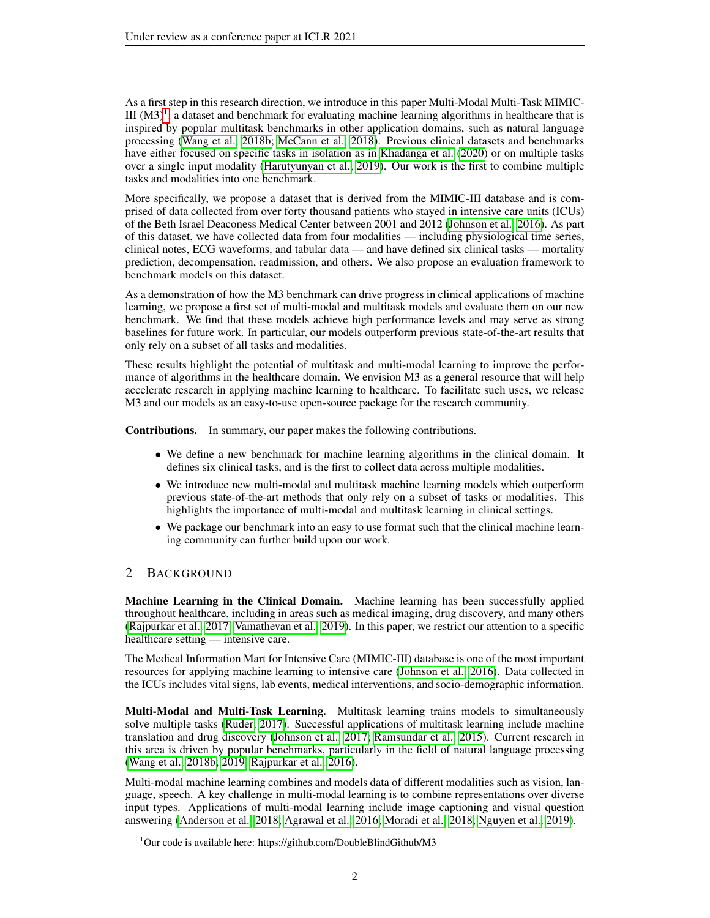As a first step in this research direction, we introduce in this paper Multi-Modal Multi-Task MIMIC-III (M3)[1], a dataset and benchmark for evaluating machine learning algorithms in healthcare that is inspired by popular multitask benchmarks in other application domains, such as natural language processing (Wang et al., 2018b; McCann et al., 2018). Previous clinical datasets and benchmarks have either focused on specific tasks in isolation as in Khadanga et al. (2020) or on multiple tasks over a single input modality (Harutyunyan et al., 2019). Our work is the first to combine multiple tasks and modalities into one benchmark.

More specifically, we propose a dataset that is derived from the MIMIC-III database and is comprised of data collected from over forty thousand patients who stayed in intensive care units (ICUs) of the Beth Israel Deaconess Medical Center between 2001 and 2012 (Johnson et al., 2016). As part of this dataset, we have collected data from four modalities — including physiological time series, clinical notes, ECG waveforms, and tabular data — and have defined six clinical tasks — mortality prediction, decompensation, readmission, and others. We also propose an evaluation framework to benchmark models on this dataset.

As a demonstration of how the M3 benchmark can drive progress in clinical applications of machine learning, we propose a first set of multi-modal and multitask models and evaluate them on our new benchmark. We find that these models achieve high performance levels and may serve as strong baselines for future work. In particular, our models outperform previous state-of-the-art results that only rely on a subset of all tasks and modalities.

These results highlight the potential of multitask and multi-modal learning to improve the performance of algorithms in the healthcare domain. We envision M3 as a general resource that will help accelerate research in applying machine learning to healthcare. To facilitate such uses, we release M3 and our models as an easy-to-use open-source package for the research community.

**Contributions.** In summary, our paper makes the following contributions.

- We define a new benchmark for machine learning algorithms in the clinical domain. It defines six clinical tasks, and is the first to collect data across multiple modalities.
- We introduce new multi-modal and multitask machine learning models which outperform previous state-of-the-art methods that only rely on a subset of tasks or modalities. This highlights the importance of multi-modal and multitask learning in clinical settings.
- We package our benchmark into an easy to use format such that the clinical machine learning community can further build upon our work.

## 2 Background

**Machine Learning in the Clinical Domain.** Machine learning has been successfully applied throughout healthcare, including in areas such as medical imaging, drug discovery, and many others (Rajpurkar et al., 2017; Vamathevan et al., 2019). In this paper, we restrict our attention to a specific healthcare setting — intensive care.

The Medical Information Mart for Intensive Care (MIMIC-III) database is one of the most important resources for applying machine learning to intensive care (Johnson et al., 2016). Data collected in the ICUs includes vital signs, lab events, medical interventions, and socio-demographic information.

**Multi-Modal and Multi-Task Learning.** Multitask learning trains models to simultaneously solve multiple tasks (Ruder, 2017). Successful applications of multitask learning include machine translation and drug discovery (Johnson et al., 2017; Ramsundar et al., 2015). Current research in this area is driven by popular benchmarks, particularly in the field of natural language processing (Wang et al., 2018b; 2019; Rajpurkar et al., 2016).

Multi-modal machine learning combines and models data of different modalities such as vision, language, speech. A key challenge in multi-modal learning is to combine representations over diverse input types. Applications of multi-modal learning include image captioning and visual question answering (Anderson et al., 2018; Agrawal et al., 2016; Moradi et al., 2018; Nguyen et al., 2019).

[1] Our code is available here: https://github.com/DoubleBlindGithub/M3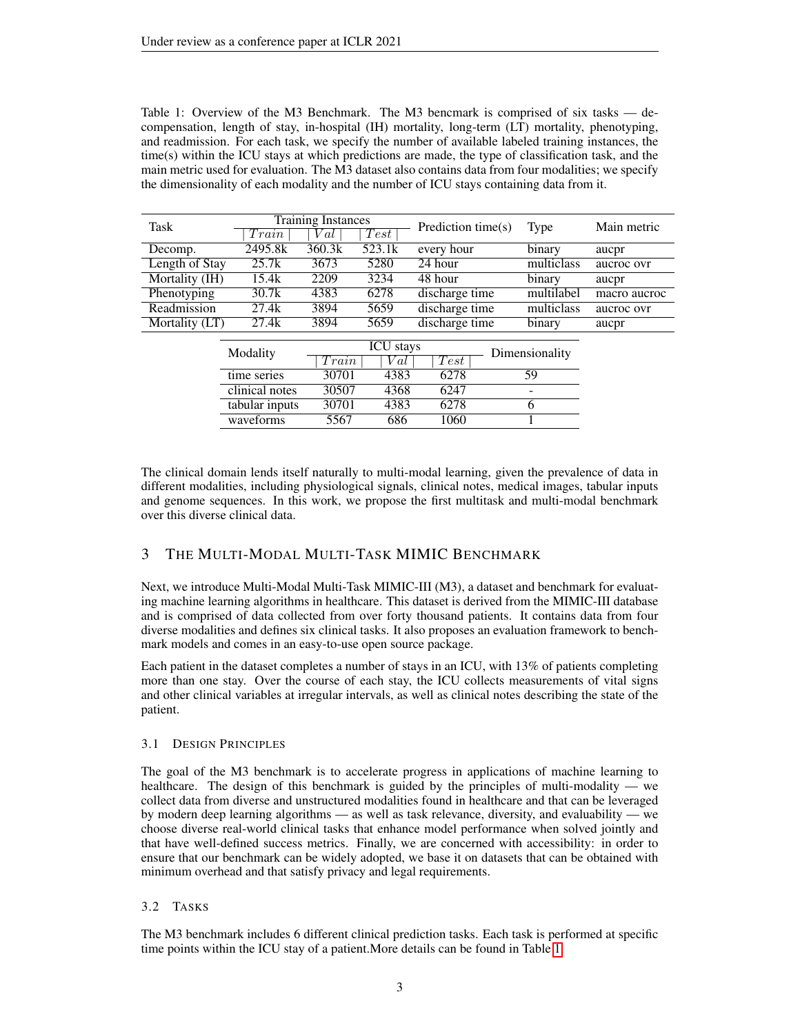Table 1: Overview of the M3 Benchmark. The M3 bencmark is comprised of six tasks — decompensation, length of stay, in-hospital (IH) mortality, long-term (LT) mortality, phenotyping, and readmission. For each task, we specify the number of available labeled training instances, the time(s) within the ICU stays at which predictions are made, the type of classification task, and the main metric used for evaluation. The M3 dataset also contains data from four modalities; we specify the dimensionality of each modality and the number of ICU stays containing data from it.

| Task | Training Instances | | | Prediction time(s) | Type | Main metric |
|---|---|---|---|---|---|---|
| | $Train$ | $Val$ | $Test$ | | | |
| Decomp. | 2495.8k | 360.3k | 523.1k | every hour | binary | aucpr |
| Length of Stay | 25.7k | 3673 | 5280 | 24 hour | multiclass | aucroc ovr |
| Mortality (IH) | 15.4k | 2209 | 3234 | 48 hour | binary | aucpr |
| Phenotyping | 30.7k | 4383 | 6278 | discharge time | multilabel | macro aucroc |
| Readmission | 27.4k | 3894 | 5659 | discharge time | multiclass | aucroc ovr |
| Mortality (LT) | 27.4k | 3894 | 5659 | discharge time | binary | aucpr |

| Modality | ICU stays | | | Dimensionality |
|---|---|---|---|---|
| | $Train$ | $Val$ | $Test$ | |
| time series | 30701 | 4383 | 6278 | 59 |
| clinical notes | 30507 | 4368 | 6247 | - |
| tabular inputs | 30701 | 4383 | 6278 | 6 |
| waveforms | 5567 | 686 | 1060 | 1 |

The clinical domain lends itself naturally to multi-modal learning, given the prevalence of data in different modalities, including physiological signals, clinical notes, medical images, tabular inputs and genome sequences. In this work, we propose the first multitask and multi-modal benchmark over this diverse clinical data.

## 3 The Multi-Modal Multi-Task MIMIC Benchmark

Next, we introduce Multi-Modal Multi-Task MIMIC-III (M3), a dataset and benchmark for evaluating machine learning algorithms in healthcare. This dataset is derived from the MIMIC-III database and is comprised of data collected from over forty thousand patients. It contains data from four diverse modalities and defines six clinical tasks. It also proposes an evaluation framework to benchmark models and comes in an easy-to-use open source package.

Each patient in the dataset completes a number of stays in an ICU, with 13% of patients completing more than one stay. Over the course of each stay, the ICU collects measurements of vital signs and other clinical variables at irregular intervals, as well as clinical notes describing the state of the patient.

### 3.1 Design Principles

The goal of the M3 benchmark is to accelerate progress in applications of machine learning to healthcare. The design of this benchmark is guided by the principles of multi-modality — we collect data from diverse and unstructured modalities found in healthcare and that can be leveraged by modern deep learning algorithms — as well as task relevance, diversity, and evaluability — we choose diverse real-world clinical tasks that enhance model performance when solved jointly and that have well-defined success metrics. Finally, we are concerned with accessibility: in order to ensure that our benchmark can be widely adopted, we base it on datasets that can be obtained with minimum overhead and that satisfy privacy and legal requirements.

### 3.2 Tasks

The M3 benchmark includes 6 different clinical prediction tasks. Each task is performed at specific time points within the ICU stay of a patient.More details can be found in Table 1.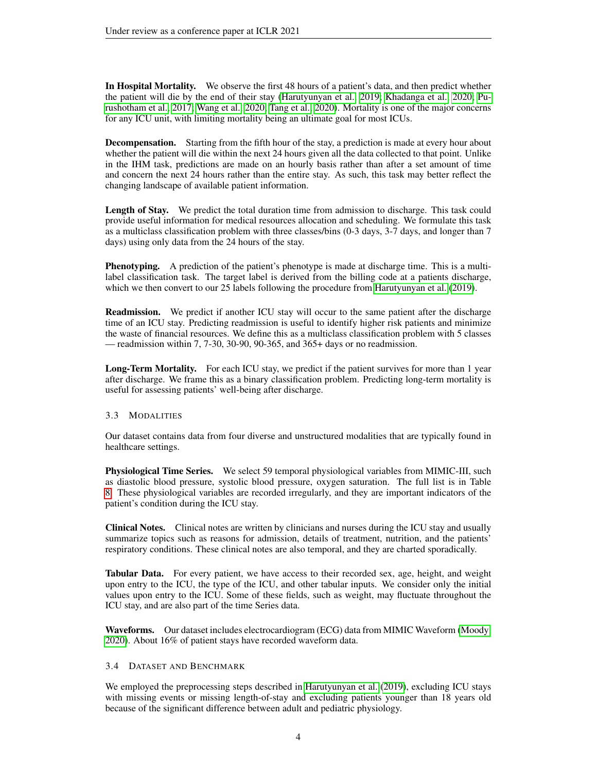**In Hospital Mortality.** We observe the first 48 hours of a patient's data, and then predict whether the patient will die by the end of their stay (Harutyunyan et al., 2019; Khadanga et al., 2020; Purushotham et al., 2017; Wang et al., 2020; Tang et al., 2020). Mortality is one of the major concerns for any ICU unit, with limiting mortality being an ultimate goal for most ICUs.

**Decompensation.** Starting from the fifth hour of the stay, a prediction is made at every hour about whether the patient will die within the next 24 hours given all the data collected to that point. Unlike in the IHM task, predictions are made on an hourly basis rather than after a set amount of time and concern the next 24 hours rather than the entire stay. As such, this task may better reflect the changing landscape of available patient information.

**Length of Stay.** We predict the total duration time from admission to discharge. This task could provide useful information for medical resources allocation and scheduling. We formulate this task as a multiclass classification problem with three classes/bins (0-3 days, 3-7 days, and longer than 7 days) using only data from the 24 hours of the stay.

**Phenotyping.** A prediction of the patient's phenotype is made at discharge time. This is a multi-label classification task. The target label is derived from the billing code at a patients discharge, which we then convert to our 25 labels following the procedure from Harutyunyan et al. (2019).

**Readmission.** We predict if another ICU stay will occur to the same patient after the discharge time of an ICU stay. Predicting readmission is useful to identify higher risk patients and minimize the waste of financial resources. We define this as a multiclass classification problem with 5 classes — readmission within 7, 7-30, 30-90, 90-365, and 365+ days or no readmission.

**Long-Term Mortality.** For each ICU stay, we predict if the patient survives for more than 1 year after discharge. We frame this as a binary classification problem. Predicting long-term mortality is useful for assessing patients' well-being after discharge.

### 3.3 Modalities

Our dataset contains data from four diverse and unstructured modalities that are typically found in healthcare settings.

**Physiological Time Series.** We select 59 temporal physiological variables from MIMIC-III, such as diastolic blood pressure, systolic blood pressure, oxygen saturation. The full list is in Table 8. These physiological variables are recorded irregularly, and they are important indicators of the patient's condition during the ICU stay.

**Clinical Notes.** Clinical notes are written by clinicians and nurses during the ICU stay and usually summarize topics such as reasons for admission, details of treatment, nutrition, and the patients' respiratory conditions. These clinical notes are also temporal, and they are charted sporadically.

**Tabular Data.** For every patient, we have access to their recorded sex, age, height, and weight upon entry to the ICU, the type of the ICU, and other tabular inputs. We consider only the initial values upon entry to the ICU. Some of these fields, such as weight, may fluctuate throughout the ICU stay, and are also part of the time Series data.

**Waveforms.** Our dataset includes electrocardiogram (ECG) data from MIMIC Waveform (Moody, 2020). About 16% of patient stays have recorded waveform data.

### 3.4 Dataset and Benchmark

We employed the preprocessing steps described in Harutyunyan et al. (2019), excluding ICU stays with missing events or missing length-of-stay and excluding patients younger than 18 years old because of the significant difference between adult and pediatric physiology.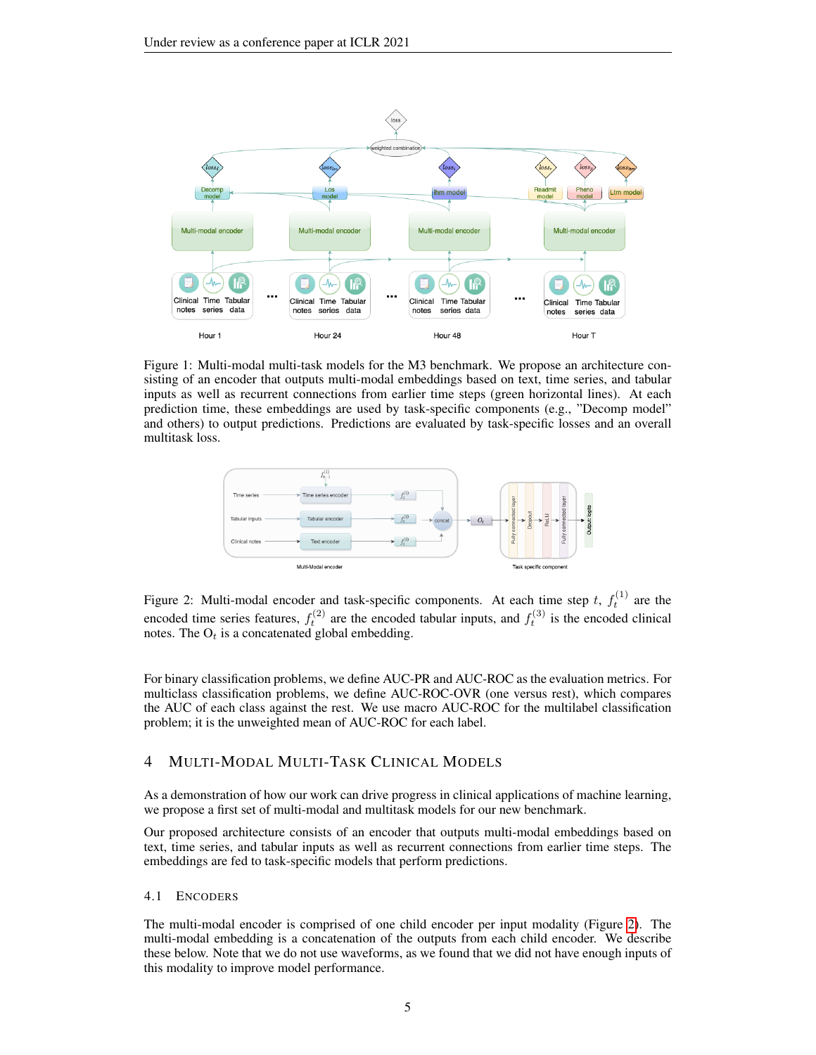Figure 1: Multi-modal multi-task models for the M3 benchmark. We propose an architecture consisting of an encoder that outputs multi-modal embeddings based on text, time series, and tabular inputs as well as recurrent connections from earlier time steps (green horizontal lines). At each prediction time, these embeddings are used by task-specific components (e.g., "Decomp model" and others) to output predictions. Predictions are evaluated by task-specific losses and an overall multitask loss.

Figure 2: Multi-modal encoder and task-specific components. At each time step $t$, $f_t^{(1)}$ are the encoded time series features, $f_t^{(2)}$ are the encoded tabular inputs, and $f_t^{(3)}$ is the encoded clinical notes. The $\text{O}_t$ is a concatenated global embedding.

For binary classification problems, we define AUC-PR and AUC-ROC as the evaluation metrics. For multiclass classification problems, we define AUC-ROC-OVR (one versus rest), which compares the AUC of each class against the rest. We use macro AUC-ROC for the multilabel classification problem; it is the unweighted mean of AUC-ROC for each label.

# 4 Multi-Modal Multi-Task Clinical Models

As a demonstration of how our work can drive progress in clinical applications of machine learning, we propose a first set of multi-modal and multitask models for our new benchmark.

Our proposed architecture consists of an encoder that outputs multi-modal embeddings based on text, time series, and tabular inputs as well as recurrent connections from earlier time steps. The embeddings are fed to task-specific models that perform predictions.

## 4.1 Encoders

The multi-modal encoder is comprised of one child encoder per input modality (Figure 2). The multi-modal embedding is a concatenation of the outputs from each child encoder. We describe these below. Note that we do not use waveforms, as we found that we did not have enough inputs of this modality to improve model performance.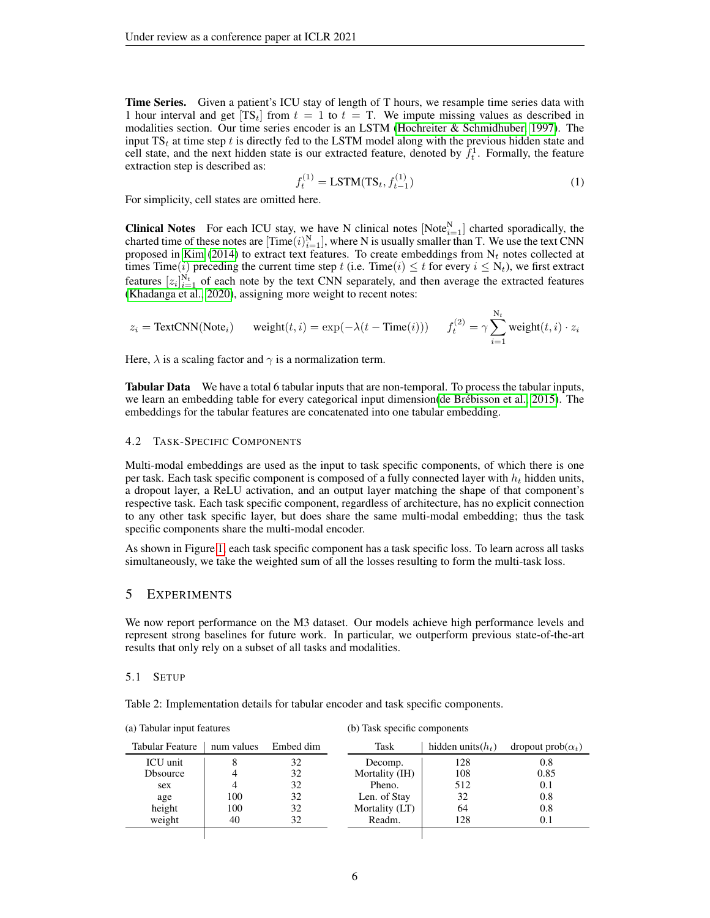**Time Series.** Given a patient's ICU stay of length of T hours, we resample time series data with 1 hour interval and get $[\text{TS}_t]$ from $t = 1$ to $t = \text{T}$. We impute missing values as described in modalities section. Our time series encoder is an LSTM (Hochreiter & Schmidhuber, 1997). The input $\text{TS}_t$ at time step $t$ is directly fed to the LSTM model along with the previous hidden state and cell state, and the next hidden state is our extracted feature, denoted by $f_t^1$. Formally, the feature extraction step is described as:

$$f_t^{(1)} = \text{LSTM}(\text{TS}_t, f_{t-1}^{(1)}) \tag{1}$$

For simplicity, cell states are omitted here.

**Clinical Notes** For each ICU stay, we have N clinical notes $[\text{Note}_{i=1}^{\text{N}}]$ charted sporadically, the charted time of these notes are $[\text{Time}(i)_{i=1}^{\text{N}}]$, where N is usually smaller than T. We use the text CNN proposed in Kim (2014) to extract text features. To create embeddings from $\text{N}_t$ notes collected at times $\text{Time}(i)$ preceding the current time step $t$ (i.e. $\text{Time}(i) \leq t$ for every $i \leq \text{N}_t$), we first extract features $[z_i]_{i=1}^{\text{N}_t}$ of each note by the text CNN separately, and then average the extracted features (Khadanga et al., 2020), assigning more weight to recent notes:

$$z_i = \text{TextCNN}(\text{Note}_i) \qquad \text{weight}(t, i) = \exp(-\lambda(t - \text{Time}(i))) \qquad f_t^{(2)} = \gamma \sum_{i=1}^{\text{N}_t} \text{weight}(t, i) \cdot z_i$$

Here, $\lambda$ is a scaling factor and $\gamma$ is a normalization term.

**Tabular Data** We have a total 6 tabular inputs that are non-temporal. To process the tabular inputs, we learn an embedding table for every categorical input dimension(de Brébisson et al., 2015). The embeddings for the tabular features are concatenated into one tabular embedding.

### 4.2 Task-Specific Components

Multi-modal embeddings are used as the input to task specific components, of which there is one per task. Each task specific component is composed of a fully connected layer with $h_t$ hidden units, a dropout layer, a ReLU activation, and an output layer matching the shape of that component's respective task. Each task specific component, regardless of architecture, has no explicit connection to any other task specific layer, but does share the same multi-modal embedding; thus the task specific components share the multi-modal encoder.

As shown in Figure 1, each task specific component has a task specific loss. To learn across all tasks simultaneously, we take the weighted sum of all the losses resulting to form the multi-task loss.

## 5 Experiments

We now report performance on the M3 dataset. Our models achieve high performance levels and represent strong baselines for future work. In particular, we outperform previous state-of-the-art results that only rely on a subset of all tasks and modalities.

### 5.1 Setup

Table 2: Implementation details for tabular encoder and task specific components.

(a) Tabular input features

| Tabular Feature | num values | Embed dim |
|---|---|---|
| ICU unit | 8 | 32 |
| Dbsource | 4 | 32 |
| sex | 4 | 32 |
| age | 100 | 32 |
| height | 100 | 32 |
| weight | 40 | 32 |

(b) Task specific components

| Task | hidden units($h_t$) | dropout prob($\alpha_t$) |
|---|---|---|
| Decomp. | 128 | 0.8 |
| Mortality (IH) | 108 | 0.85 |
| Pheno. | 512 | 0.1 |
| Len. of Stay | 32 | 0.8 |
| Mortality (LT) | 64 | 0.8 |
| Readm. | 128 | 0.1 |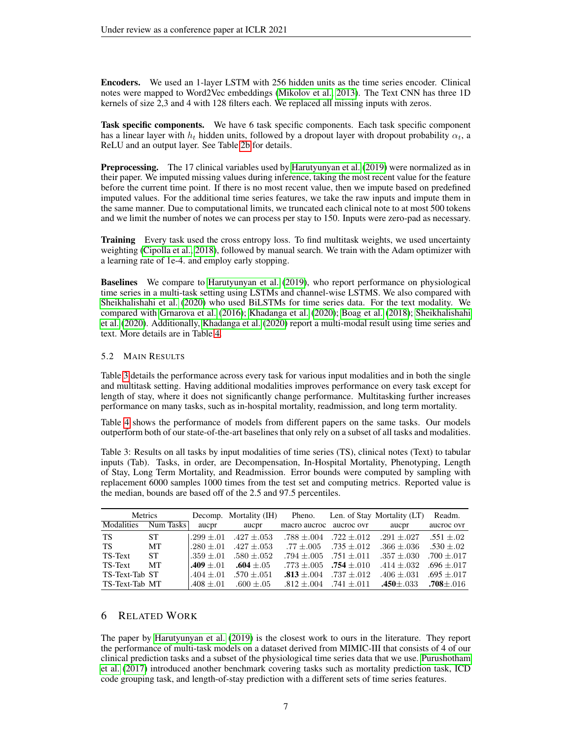**Encoders.** We used an 1-layer LSTM with 256 hidden units as the time series encoder. Clinical notes were mapped to Word2Vec embeddings (Mikolov et al., 2013). The Text CNN has three 1D kernels of size 2,3 and 4 with 128 filters each. We replaced all missing inputs with zeros.

**Task specific components.** We have 6 task specific components. Each task specific component has a linear layer with $h_t$ hidden units, followed by a dropout layer with dropout probability $\alpha_t$, a ReLU and an output layer. See Table 2b for details.

**Preprocessing.** The 17 clinical variables used by Harutyunyan et al. (2019) were normalized as in their paper. We imputed missing values during inference, taking the most recent value for the feature before the current time point. If there is no most recent value, then we impute based on predefined imputed values. For the additional time series features, we take the raw inputs and impute them in the same manner. Due to computational limits, we truncated each clinical note to at most 500 tokens and we limit the number of notes we can process per stay to 150. Inputs were zero-pad as necessary.

**Training** Every task used the cross entropy loss. To find multitask weights, we used uncertainty weighting (Cipolla et al., 2018), followed by manual search. We train with the Adam optimizer with a learning rate of 1e-4. and employ early stopping.

**Baselines** We compare to Harutyunyan et al. (2019), who report performance on physiological time series in a multi-task setting using LSTMs and channel-wise LSTMS. We also compared with Sheikhalishahi et al. (2020) who used BiLSTMs for time series data. For the text modality. We compared with Grnarova et al. (2016); Khadanga et al. (2020); Boag et al. (2018); Sheikhalishahi et al. (2020). Additionally, Khadanga et al. (2020) report a multi-modal result using time series and text. More details are in Table 4.

### 5.2 Main Results

Table 3 details the performance across every task for various input modalities and in both the single and multitask setting. Having additional modalities improves performance on every task except for length of stay, where it does not significantly change performance. Multitasking further increases performance on many tasks, such as in-hospital mortality, readmission, and long term mortality.

Table 4 shows the performance of models from different papers on the same tasks. Our models outperform both of our state-of-the-art baselines that only rely on a subset of all tasks and modalities.

Table 3: Results on all tasks by input modalities of time series (TS), clinical notes (Text) to tabular inputs (Tab). Tasks, in order, are Decompensation, In-Hospital Mortality, Phenotyping, Length of Stay, Long Term Mortality, and Readmission. Error bounds were computed by sampling with replacement 6000 samples 1000 times from the test set and computing metrics. Reported value is the median, bounds are based off of the 2.5 and 97.5 percentiles.

| Metrics | | Decomp. | Mortality (IH) | Pheno. | Len. of Stay | Mortality (LT) | Readm. |
|---|---|---|---|---|---|---|---|
| Modalities | Num Tasks | aucpr | aucpr | macro aucroc | aucroc ovr | aucpr | aucroc ovr |
| TS | ST | .299 ±.01 | .427 ±.053 | .788 ±.004 | .722 ±.012 | .291 ±.027 | .551 ±.02 |
| TS | MT | .280 ±.01 | .427 ±.053 | .77 ±.005 | .735 ±.012 | .366 ±.036 | .530 ±.02 |
| TS-Text | ST | .359 ±.01 | .580 ±.052 | .794 ±.005 | .751 ±.011 | .357 ±.030 | .700 ±.017 |
| TS-Text | MT | **.409** ±.01 | **.604** ±.05 | .773 ±.005 | **.754** ±.010 | .414 ±.032 | .696 ±.017 |
| TS-Text-Tab | ST | .404 ±.01 | .570 ±.051 | **.813** ±.004 | .737 ±.012 | .406 ±.031 | .695 ±.017 |
| TS-Text-Tab | MT | .408 ±.01 | .600 ±.05 | .812 ±.004 | .741 ±.011 | **.450**±.033 | **.708**±.016 |

## 6 Related Work

The paper by Harutyunyan et al. (2019) is the closest work to ours in the literature. They report the performance of multi-task models on a dataset derived from MIMIC-III that consists of 4 of our clinical prediction tasks and a subset of the physiological time series data that we use. Purushotham et al. (2017) introduced another benchmark covering tasks such as mortality prediction task, ICD code grouping task, and length-of-stay prediction with a different sets of time series features.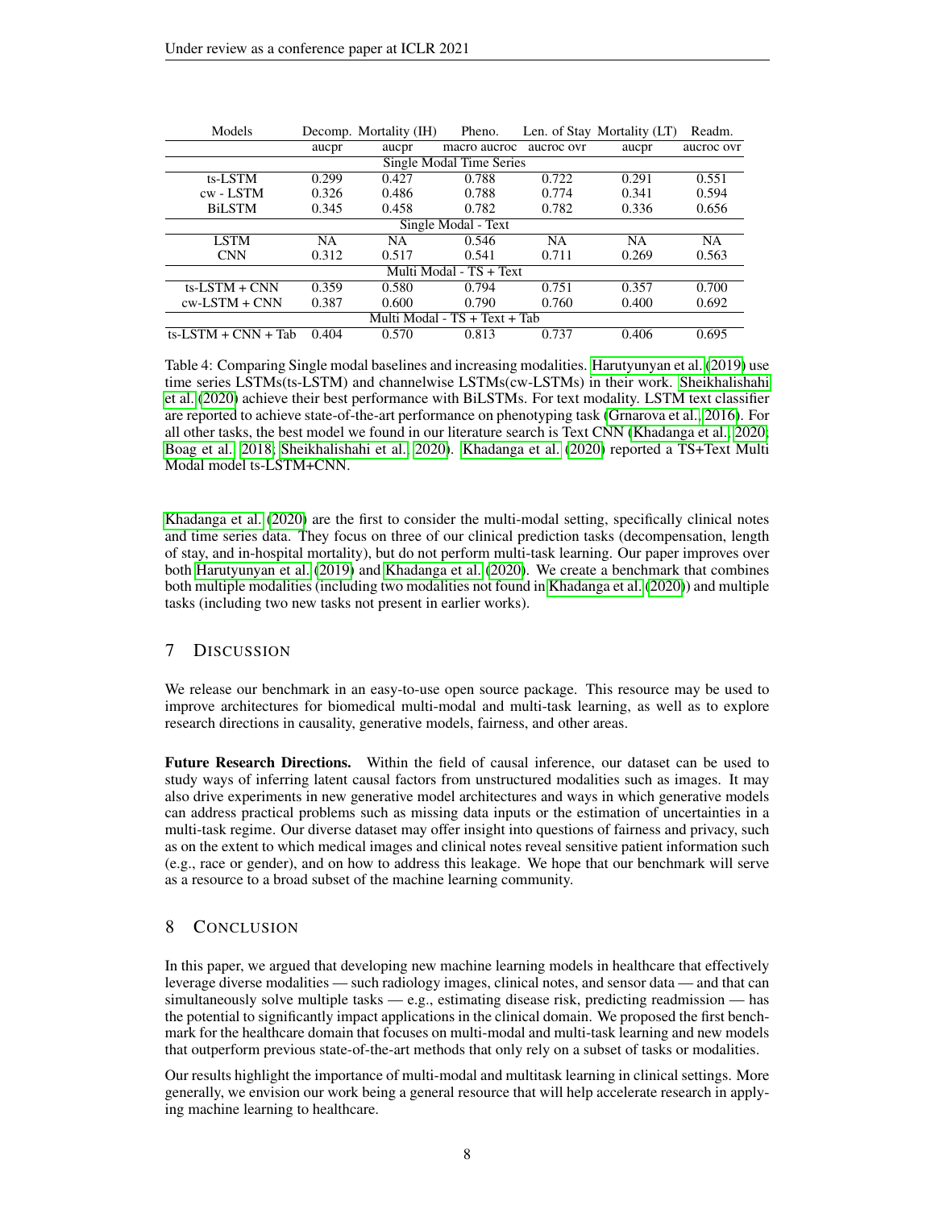| Models | Decomp. | Mortality (IH) | Pheno. | Len. of Stay | Mortality (LT) | Readm. |
|---|---|---|---|---|---|---|
| | aucpr | aucpr | macro aucroc | aucroc ovr | aucpr | aucroc ovr |
| **Single Modal Time Series** | | | | | | |
| ts-LSTM | 0.299 | 0.427 | 0.788 | 0.722 | 0.291 | 0.551 |
| cw - LSTM | 0.326 | 0.486 | 0.788 | 0.774 | 0.341 | 0.594 |
| BiLSTM | 0.345 | 0.458 | 0.782 | 0.782 | 0.336 | 0.656 |
| **Single Modal - Text** | | | | | | |
| LSTM | NA | NA | 0.546 | NA | NA | NA |
| CNN | 0.312 | 0.517 | 0.541 | 0.711 | 0.269 | 0.563 |
| **Multi Modal - TS + Text** | | | | | | |
| ts-LSTM + CNN | 0.359 | 0.580 | 0.794 | 0.751 | 0.357 | 0.700 |
| cw-LSTM + CNN | 0.387 | 0.600 | 0.790 | 0.760 | 0.400 | 0.692 |
| **Multi Modal - TS + Text + Tab** | | | | | | |
| ts-LSTM + CNN + Tab | 0.404 | 0.570 | 0.813 | 0.737 | 0.406 | 0.695 |

Table 4: Comparing Single modal baselines and increasing modalities. Harutyunyan et al. (2019) use time series LSTMs(ts-LSTM) and channelwise LSTMs(cw-LSTMs) in their work. Sheikhalishahi et al. (2020) achieve their best performance with BiLSTMs. For text modality. LSTM text classifier are reported to achieve state-of-the-art performance on phenotyping task (Grnarova et al., 2016). For all other tasks, the best model we found in our literature search is Text CNN (Khadanga et al., 2020; Boag et al., 2018; Sheikhalishahi et al., 2020). Khadanga et al. (2020) reported a TS+Text Multi Modal model ts-LSTM+CNN.

Khadanga et al. (2020) are the first to consider the multi-modal setting, specifically clinical notes and time series data. They focus on three of our clinical prediction tasks (decompensation, length of stay, and in-hospital mortality), but do not perform multi-task learning. Our paper improves over both Harutyunyan et al. (2019) and Khadanga et al. (2020). We create a benchmark that combines both multiple modalities (including two modalities not found in Khadanga et al. (2020)) and multiple tasks (including two new tasks not present in earlier works).

## 7 Discussion

We release our benchmark in an easy-to-use open source package. This resource may be used to improve architectures for biomedical multi-modal and multi-task learning, as well as to explore research directions in causality, generative models, fairness, and other areas.

**Future Research Directions.** Within the field of causal inference, our dataset can be used to study ways of inferring latent causal factors from unstructured modalities such as images. It may also drive experiments in new generative model architectures and ways in which generative models can address practical problems such as missing data inputs or the estimation of uncertainties in a multi-task regime. Our diverse dataset may offer insight into questions of fairness and privacy, such as on the extent to which medical images and clinical notes reveal sensitive patient information such (e.g., race or gender), and on how to address this leakage. We hope that our benchmark will serve as a resource to a broad subset of the machine learning community.

## 8 Conclusion

In this paper, we argued that developing new machine learning models in healthcare that effectively leverage diverse modalities — such radiology images, clinical notes, and sensor data — and that can simultaneously solve multiple tasks — e.g., estimating disease risk, predicting readmission — has the potential to significantly impact applications in the clinical domain. We proposed the first benchmark for the healthcare domain that focuses on multi-modal and multi-task learning and new models that outperform previous state-of-the-art methods that only rely on a subset of tasks or modalities.

Our results highlight the importance of multi-modal and multitask learning in clinical settings. More generally, we envision our work being a general resource that will help accelerate research in applying machine learning to healthcare.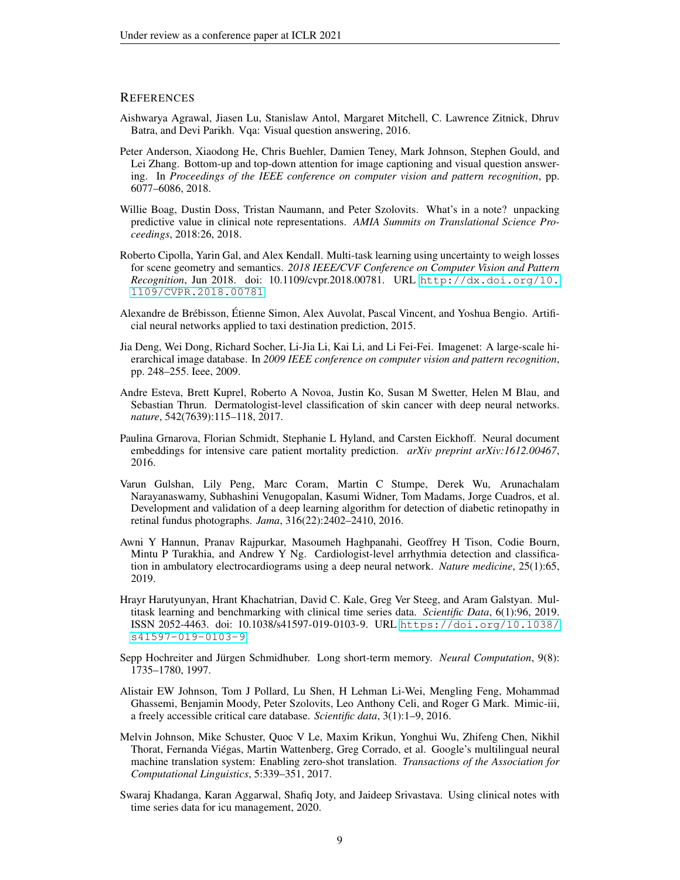## REFERENCES

Aishwarya Agrawal, Jiasen Lu, Stanislaw Antol, Margaret Mitchell, C. Lawrence Zitnick, Dhruv Batra, and Devi Parikh. Vqa: Visual question answering, 2016.

Peter Anderson, Xiaodong He, Chris Buehler, Damien Teney, Mark Johnson, Stephen Gould, and Lei Zhang. Bottom-up and top-down attention for image captioning and visual question answering. In *Proceedings of the IEEE conference on computer vision and pattern recognition*, pp. 6077–6086, 2018.

Willie Boag, Dustin Doss, Tristan Naumann, and Peter Szolovits. What's in a note? unpacking predictive value in clinical note representations. *AMIA Summits on Translational Science Proceedings*, 2018:26, 2018.

Roberto Cipolla, Yarin Gal, and Alex Kendall. Multi-task learning using uncertainty to weigh losses for scene geometry and semantics. *2018 IEEE/CVF Conference on Computer Vision and Pattern Recognition*, Jun 2018. doi: 10.1109/cvpr.2018.00781. URL http://dx.doi.org/10.1109/CVPR.2018.00781.

Alexandre de Brébisson, Étienne Simon, Alex Auvolat, Pascal Vincent, and Yoshua Bengio. Artificial neural networks applied to taxi destination prediction, 2015.

Jia Deng, Wei Dong, Richard Socher, Li-Jia Li, Kai Li, and Li Fei-Fei. Imagenet: A large-scale hierarchical image database. In *2009 IEEE conference on computer vision and pattern recognition*, pp. 248–255. Ieee, 2009.

Andre Esteva, Brett Kuprel, Roberto A Novoa, Justin Ko, Susan M Swetter, Helen M Blau, and Sebastian Thrun. Dermatologist-level classification of skin cancer with deep neural networks. *nature*, 542(7639):115–118, 2017.

Paulina Grnarova, Florian Schmidt, Stephanie L Hyland, and Carsten Eickhoff. Neural document embeddings for intensive care patient mortality prediction. *arXiv preprint arXiv:1612.00467*, 2016.

Varun Gulshan, Lily Peng, Marc Coram, Martin C Stumpe, Derek Wu, Arunachalam Narayanaswamy, Subhashini Venugopalan, Kasumi Widner, Tom Madams, Jorge Cuadros, et al. Development and validation of a deep learning algorithm for detection of diabetic retinopathy in retinal fundus photographs. *Jama*, 316(22):2402–2410, 2016.

Awni Y Hannun, Pranav Rajpurkar, Masoumeh Haghpanahi, Geoffrey H Tison, Codie Bourn, Mintu P Turakhia, and Andrew Y Ng. Cardiologist-level arrhythmia detection and classification in ambulatory electrocardiograms using a deep neural network. *Nature medicine*, 25(1):65, 2019.

Hrayr Harutyunyan, Hrant Khachatrian, David C. Kale, Greg Ver Steeg, and Aram Galstyan. Multitask learning and benchmarking with clinical time series data. *Scientific Data*, 6(1):96, 2019. ISSN 2052-4463. doi: 10.1038/s41597-019-0103-9. URL https://doi.org/10.1038/s41597-019-0103-9.

Sepp Hochreiter and Jürgen Schmidhuber. Long short-term memory. *Neural Computation*, 9(8): 1735–1780, 1997.

Alistair EW Johnson, Tom J Pollard, Lu Shen, H Lehman Li-Wei, Mengling Feng, Mohammad Ghassemi, Benjamin Moody, Peter Szolovits, Leo Anthony Celi, and Roger G Mark. Mimic-iii, a freely accessible critical care database. *Scientific data*, 3(1):1–9, 2016.

Melvin Johnson, Mike Schuster, Quoc V Le, Maxim Krikun, Yonghui Wu, Zhifeng Chen, Nikhil Thorat, Fernanda Viégas, Martin Wattenberg, Greg Corrado, et al. Google's multilingual neural machine translation system: Enabling zero-shot translation. *Transactions of the Association for Computational Linguistics*, 5:339–351, 2017.

Swaraj Khadanga, Karan Aggarwal, Shafiq Joty, and Jaideep Srivastava. Using clinical notes with time series data for icu management, 2020.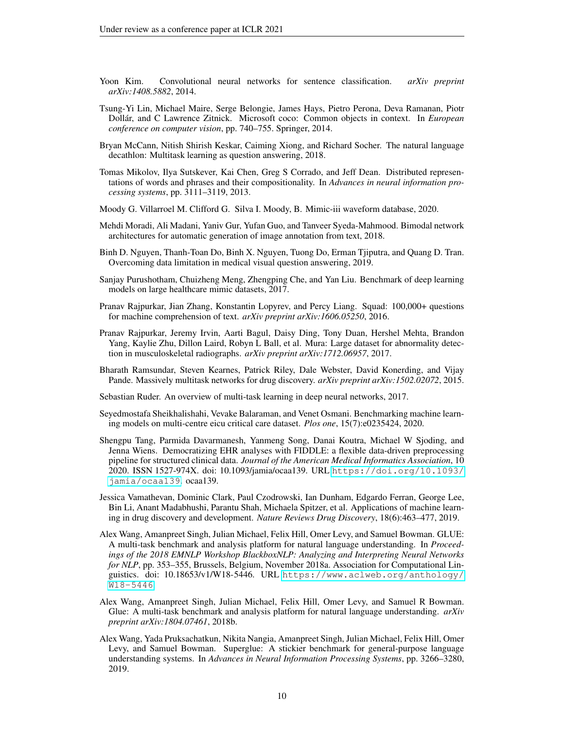Yoon Kim. Convolutional neural networks for sentence classification. *arXiv preprint arXiv:1408.5882*, 2014.

Tsung-Yi Lin, Michael Maire, Serge Belongie, James Hays, Pietro Perona, Deva Ramanan, Piotr Dollár, and C Lawrence Zitnick. Microsoft coco: Common objects in context. In *European conference on computer vision*, pp. 740–755. Springer, 2014.

Bryan McCann, Nitish Shirish Keskar, Caiming Xiong, and Richard Socher. The natural language decathlon: Multitask learning as question answering, 2018.

Tomas Mikolov, Ilya Sutskever, Kai Chen, Greg S Corrado, and Jeff Dean. Distributed representations of words and phrases and their compositionality. In *Advances in neural information processing systems*, pp. 3111–3119, 2013.

Moody G. Villarroel M. Clifford G. Silva I. Moody, B. Mimic-iii waveform database, 2020.

Mehdi Moradi, Ali Madani, Yaniv Gur, Yufan Guo, and Tanveer Syeda-Mahmood. Bimodal network architectures for automatic generation of image annotation from text, 2018.

Binh D. Nguyen, Thanh-Toan Do, Binh X. Nguyen, Tuong Do, Erman Tjiputra, and Quang D. Tran. Overcoming data limitation in medical visual question answering, 2019.

Sanjay Purushotham, Chuizheng Meng, Zhengping Che, and Yan Liu. Benchmark of deep learning models on large healthcare mimic datasets, 2017.

Pranav Rajpurkar, Jian Zhang, Konstantin Lopyrev, and Percy Liang. Squad: 100,000+ questions for machine comprehension of text. *arXiv preprint arXiv:1606.05250*, 2016.

Pranav Rajpurkar, Jeremy Irvin, Aarti Bagul, Daisy Ding, Tony Duan, Hershel Mehta, Brandon Yang, Kaylie Zhu, Dillon Laird, Robyn L Ball, et al. Mura: Large dataset for abnormality detection in musculoskeletal radiographs. *arXiv preprint arXiv:1712.06957*, 2017.

Bharath Ramsundar, Steven Kearnes, Patrick Riley, Dale Webster, David Konerding, and Vijay Pande. Massively multitask networks for drug discovery. *arXiv preprint arXiv:1502.02072*, 2015.

Sebastian Ruder. An overview of multi-task learning in deep neural networks, 2017.

Seyedmostafa Sheikhalishahi, Vevake Balaraman, and Venet Osmani. Benchmarking machine learning models on multi-centre eicu critical care dataset. *Plos one*, 15(7):e0235424, 2020.

Shengpu Tang, Parmida Davarmanesh, Yanmeng Song, Danai Koutra, Michael W Sjoding, and Jenna Wiens. Democratizing EHR analyses with FIDDLE: a flexible data-driven preprocessing pipeline for structured clinical data. *Journal of the American Medical Informatics Association*, 10 2020. ISSN 1527-974X. doi: 10.1093/jamia/ocaa139. URL https://doi.org/10.1093/jamia/ocaa139. ocaa139.

Jessica Vamathevan, Dominic Clark, Paul Czodrowski, Ian Dunham, Edgardo Ferran, George Lee, Bin Li, Anant Madabhushi, Parantu Shah, Michaela Spitzer, et al. Applications of machine learning in drug discovery and development. *Nature Reviews Drug Discovery*, 18(6):463–477, 2019.

Alex Wang, Amanpreet Singh, Julian Michael, Felix Hill, Omer Levy, and Samuel Bowman. GLUE: A multi-task benchmark and analysis platform for natural language understanding. In *Proceedings of the 2018 EMNLP Workshop BlackboxNLP: Analyzing and Interpreting Neural Networks for NLP*, pp. 353–355, Brussels, Belgium, November 2018a. Association for Computational Linguistics. doi: 10.18653/v1/W18-5446. URL https://www.aclweb.org/anthology/W18-5446.

Alex Wang, Amanpreet Singh, Julian Michael, Felix Hill, Omer Levy, and Samuel R Bowman. Glue: A multi-task benchmark and analysis platform for natural language understanding. *arXiv preprint arXiv:1804.07461*, 2018b.

Alex Wang, Yada Pruksachatkun, Nikita Nangia, Amanpreet Singh, Julian Michael, Felix Hill, Omer Levy, and Samuel Bowman. Superglue: A stickier benchmark for general-purpose language understanding systems. In *Advances in Neural Information Processing Systems*, pp. 3266–3280, 2019.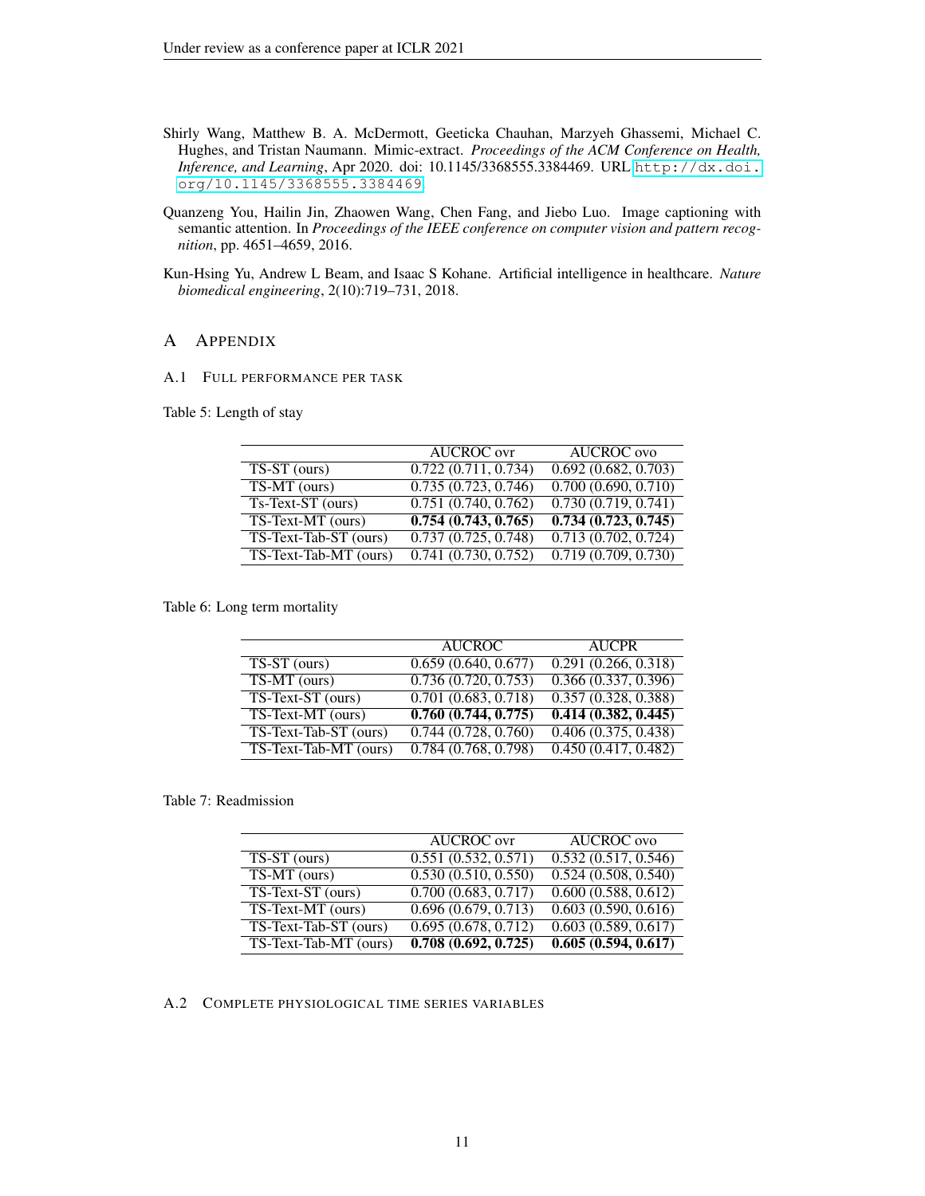Shirly Wang, Matthew B. A. McDermott, Geeticka Chauhan, Marzyeh Ghassemi, Michael C. Hughes, and Tristan Naumann. Mimic-extract. *Proceedings of the ACM Conference on Health, Inference, and Learning*, Apr 2020. doi: 10.1145/3368555.3384469. URL http://dx.doi.org/10.1145/3368555.3384469.

Quanzeng You, Hailin Jin, Zhaowen Wang, Chen Fang, and Jiebo Luo. Image captioning with semantic attention. In *Proceedings of the IEEE conference on computer vision and pattern recognition*, pp. 4651–4659, 2016.

Kun-Hsing Yu, Andrew L Beam, and Isaac S Kohane. Artificial intelligence in healthcare. *Nature biomedical engineering*, 2(10):719–731, 2018.

# A Appendix

## A.1 Full performance per task

Table 5: Length of stay

| | AUCROC ovr | AUCROC ovo |
|---|---|---|
| TS-ST (ours) | 0.722 (0.711, 0.734) | 0.692 (0.682, 0.703) |
| TS-MT (ours) | 0.735 (0.723, 0.746) | 0.700 (0.690, 0.710) |
| Ts-Text-ST (ours) | 0.751 (0.740, 0.762) | 0.730 (0.719, 0.741) |
| TS-Text-MT (ours) | **0.754 (0.743, 0.765)** | **0.734 (0.723, 0.745)** |
| TS-Text-Tab-ST (ours) | 0.737 (0.725, 0.748) | 0.713 (0.702, 0.724) |
| TS-Text-Tab-MT (ours) | 0.741 (0.730, 0.752) | 0.719 (0.709, 0.730) |

Table 6: Long term mortality

| | AUCROC | AUCPR |
|---|---|---|
| TS-ST (ours) | 0.659 (0.640, 0.677) | 0.291 (0.266, 0.318) |
| TS-MT (ours) | 0.736 (0.720, 0.753) | 0.366 (0.337, 0.396) |
| TS-Text-ST (ours) | 0.701 (0.683, 0.718) | 0.357 (0.328, 0.388) |
| TS-Text-MT (ours) | **0.760 (0.744, 0.775)** | **0.414 (0.382, 0.445)** |
| TS-Text-Tab-ST (ours) | 0.744 (0.728, 0.760) | 0.406 (0.375, 0.438) |
| TS-Text-Tab-MT (ours) | 0.784 (0.768, 0.798) | 0.450 (0.417, 0.482) |

Table 7: Readmission

| | AUCROC ovr | AUCROC ovo |
|---|---|---|
| TS-ST (ours) | 0.551 (0.532, 0.571) | 0.532 (0.517, 0.546) |
| TS-MT (ours) | 0.530 (0.510, 0.550) | 0.524 (0.508, 0.540) |
| TS-Text-ST (ours) | 0.700 (0.683, 0.717) | 0.600 (0.588, 0.612) |
| TS-Text-MT (ours) | 0.696 (0.679, 0.713) | 0.603 (0.590, 0.616) |
| TS-Text-Tab-ST (ours) | 0.695 (0.678, 0.712) | 0.603 (0.589, 0.617) |
| TS-Text-Tab-MT (ours) | **0.708 (0.692, 0.725)** | **0.605 (0.594, 0.617)** |

## A.2 Complete physiological time series variables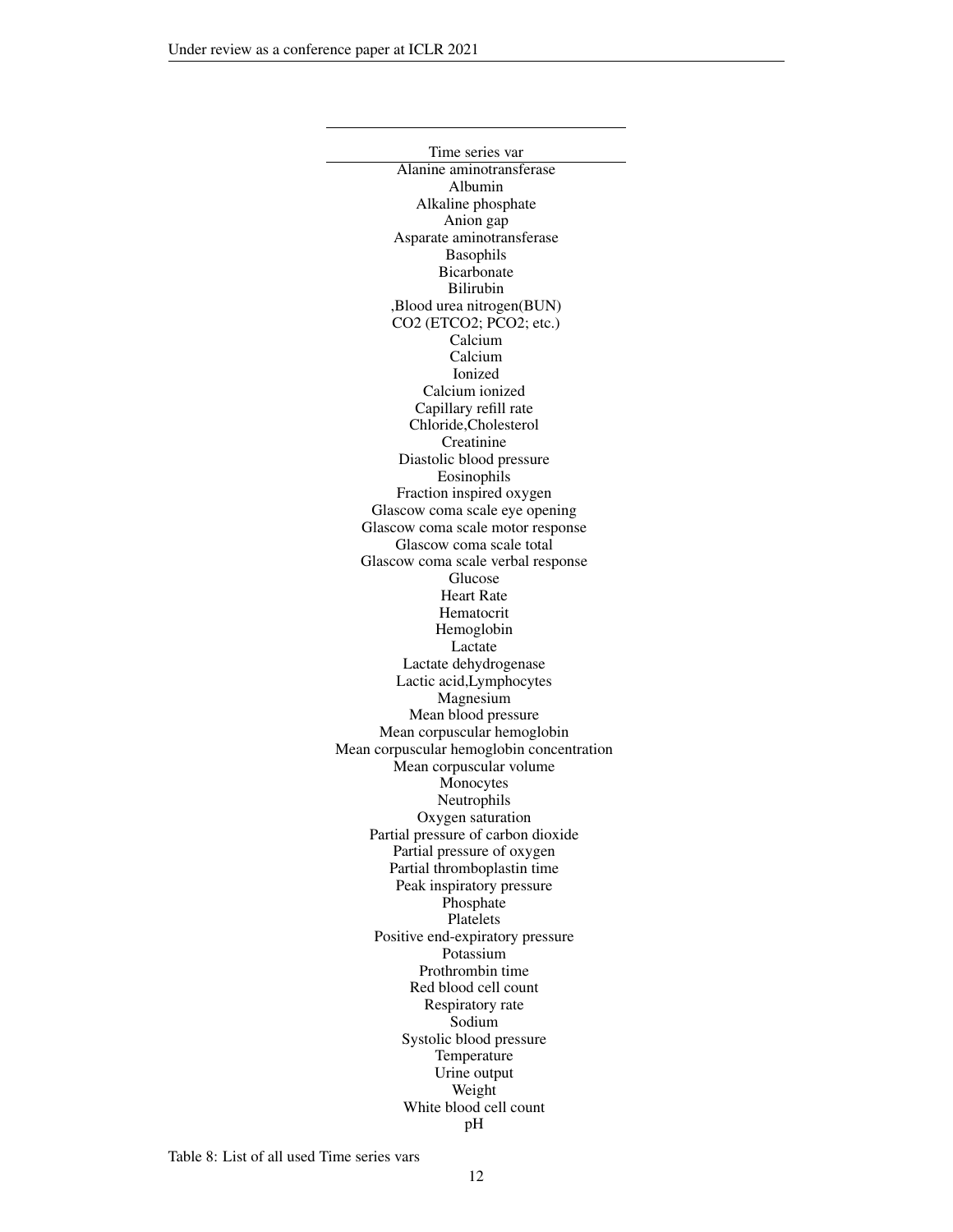| Time series var |
| --- |
| Alanine aminotransferase |
| Albumin |
| Alkaline phosphate |
| Anion gap |
| Asparate aminotransferase |
| Basophils |
| Bicarbonate |
| Bilirubin |
| ,Blood urea nitrogen(BUN) |
| CO2 (ETCO2; PCO2; etc.) |
| Calcium |
| Calcium |
| Ionized |
| Calcium ionized |
| Capillary refill rate |
| Chloride,Cholesterol |
| Creatinine |
| Diastolic blood pressure |
| Eosinophils |
| Fraction inspired oxygen |
| Glascow coma scale eye opening |
| Glascow coma scale motor response |
| Glascow coma scale total |
| Glascow coma scale verbal response |
| Glucose |
| Heart Rate |
| Hematocrit |
| Hemoglobin |
| Lactate |
| Lactate dehydrogenase |
| Lactic acid,Lymphocytes |
| Magnesium |
| Mean blood pressure |
| Mean corpuscular hemoglobin |
| Mean corpuscular hemoglobin concentration |
| Mean corpuscular volume |
| Monocytes |
| Neutrophils |
| Oxygen saturation |
| Partial pressure of carbon dioxide |
| Partial pressure of oxygen |
| Partial thromboplastin time |
| Peak inspiratory pressure |
| Phosphate |
| Platelets |
| Positive end-expiratory pressure |
| Potassium |
| Prothrombin time |
| Red blood cell count |
| Respiratory rate |
| Sodium |
| Systolic blood pressure |
| Temperature |
| Urine output |
| Weight |
| White blood cell count |
| pH |

Table 8: List of all used Time series vars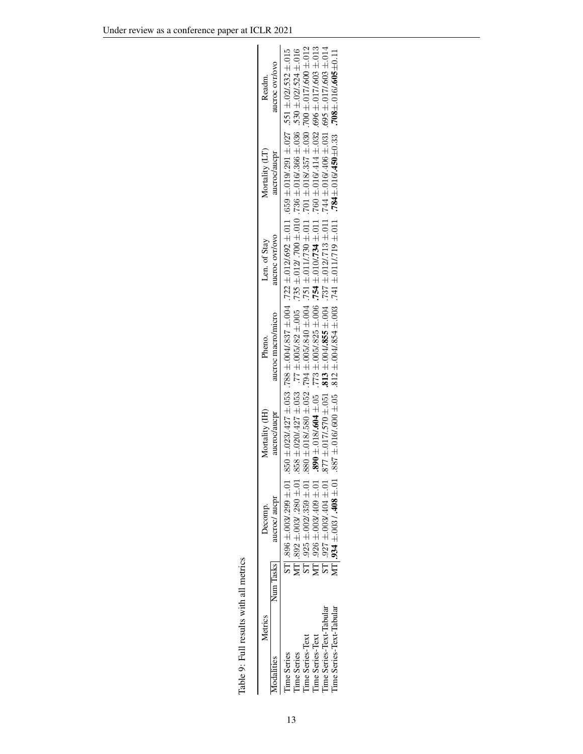Table 9: Full results with all metrics

| Metrics | | Decomp. | Mortality (IH) | Pheno. | Len. of Stay | Mortality (LT) | Readm. |
|---|---|---|---|---|---|---|---|
| Modalities | Num Tasks | aucroc/ aucpr | aucroc/aucpr | aucroc macro/micro | aucroc ovr/ovo | aucroc/aucpr | aucroc ovr/ovo |
| Time Series | ST | .896 ±.003/.299 ±.01 | .850 ±.023/.427 ±.053 | .788 ±.004/.837 ±.004 | .722 ±.012/.692 ±.011 | .659 ±.019/.291 ±.027 | .551 ±.02/.532 ±.015 |
| Time Series | MT | .892 ±.003/.280 ±.01 | .858 ±.020/.427 ±.053 | .77 ±.005/.82 ±.005 | .735 ±.012/.700 ±.010 | .736 ±.016/.366 ±.036 | .530 ±.02/.524 ±.016 |
| Time Series-Text | ST | .925 ±.002/.359 ±.01 | .880 ±.018/.580 ±.052 | .794 ±.005/.840 ±.004 | .751 ±.011/.730 ±.011 | .701 ±.018/.357 ±.030 | .700 ±.017/.600 ±.012 |
| Time Series-Text | MT | .926 ±.003/.409 ±.01 | **.890** ±.018/**.604** ±.05 | .773 ±.005/.825 ±.006 | **.754** ±.010/**.734** ±.011 | .760 ±.016/.414 ±.032 | .696 ±.017/.603 ±.013 |
| Time Series-Text-Tabular | ST | .927 ±.003/.404 ±.01 | .877 ±.017/.570 ±.051 | **.813** ±.004/**.855** ±.004 | .737 ±.012/.713 ±.011 | .744 ±.016/.406 ±.031 | .695 ±.017/.603 ±.014 |
| Time Series-Text-Tabular | MT | **.934** ±.003 / **.408** ±.01 | .887 ±.016/.600 ±.05 | .812 ±.004/.854 ±.003 | .741 ±.011/.719 ±.011 | **.784**±.016/**.450**±0.33 | **.708**±.016/**.605**±0.11 |